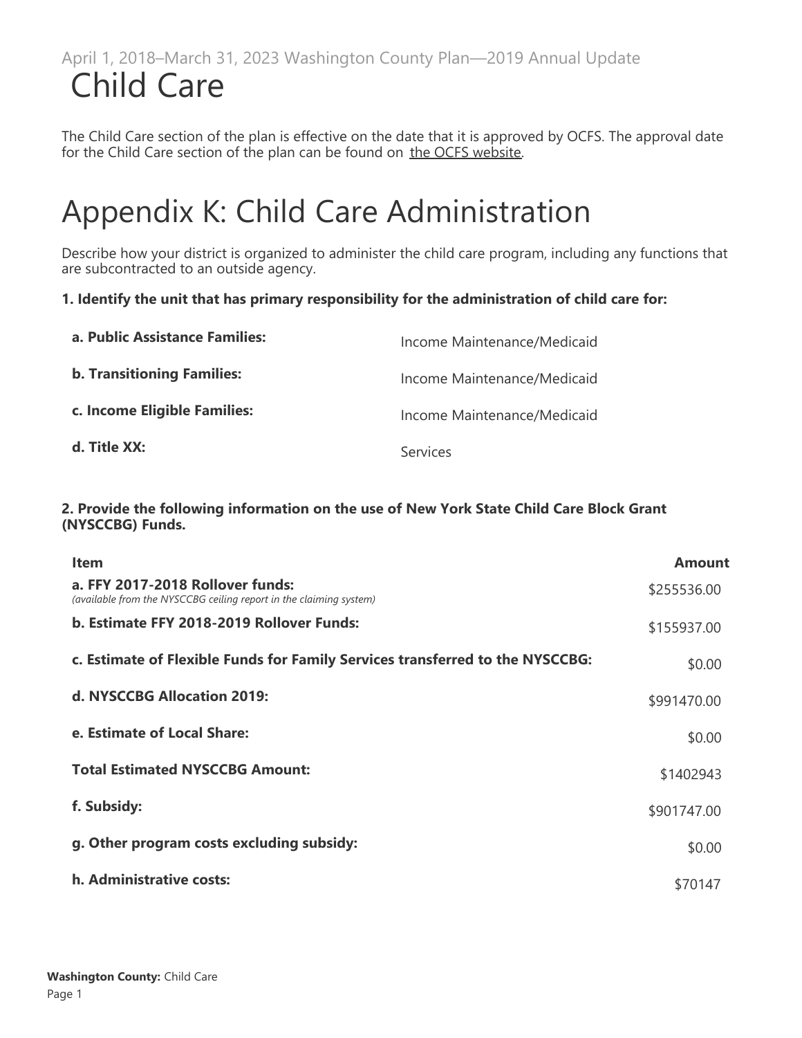April 1, 2018–March 31, 2023 Washington County Plan—2019 Annual Update

# Child Care

The Child Care section of the plan is effective on the date that it is approved by OCFS. The approval date for the Child Care section of the plan can be found on the OCFS website.

# Appendix K: Child Care Administration

Describe how your district is organized to administer the child care program, including any functions that are subcontracted to an outside agency.

**1. Identify the unit that has primary responsibility for the administration of child care for:**

| | |
|---|---|
| **a. Public Assistance Families:** | Income Maintenance/Medicaid |
| **b. Transitioning Families:** | Income Maintenance/Medicaid |
| **c. Income Eligible Families:** | Income Maintenance/Medicaid |
| **d. Title XX:** | Services |

**2. Provide the following information on the use of New York State Child Care Block Grant (NYSCCBG) Funds.**

| Item | Amount |
|---|---|
| **a. FFY 2017-2018 Rollover funds:** *(available from the NYSCCBG ceiling report in the claiming system)* | $255536.00 |
| **b. Estimate FFY 2018-2019 Rollover Funds:** | $155937.00 |
| **c. Estimate of Flexible Funds for Family Services transferred to the NYSCCBG:** | $0.00 |
| **d. NYSCCBG Allocation 2019:** | $991470.00 |
| **e. Estimate of Local Share:** | $0.00 |
| **Total Estimated NYSCCBG Amount:** | $1402943 |
| **f. Subsidy:** | $901747.00 |
| **g. Other program costs excluding subsidy:** | $0.00 |
| **h. Administrative costs:** | $70147 |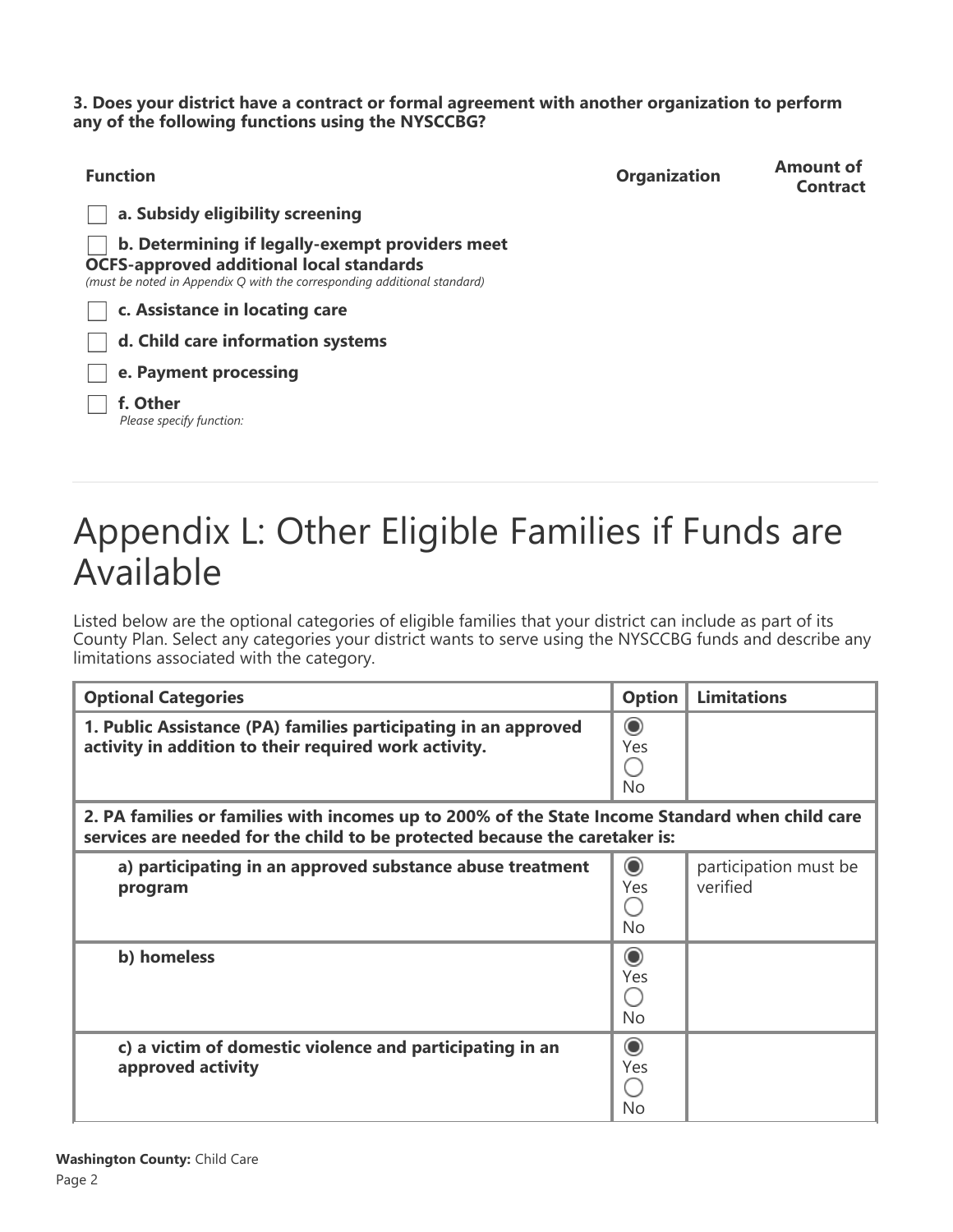**3. Does your district have a contract or formal agreement with another organization to perform any of the following functions using the NYSCCBG?**

| Function | Organization | Amount of Contract |
|---|---|---|
| ☐ **a. Subsidy eligibility screening** | | |
| ☐ **b. Determining if legally-exempt providers meet OCFS-approved additional local standards** *(must be noted in Appendix Q with the corresponding additional standard)* | | |
| ☐ **c. Assistance in locating care** | | |
| ☐ **d. Child care information systems** | | |
| ☐ **e. Payment processing** | | |
| ☐ **f. Other** *Please specify function:* | | |

# Appendix L: Other Eligible Families if Funds are Available

Listed below are the optional categories of eligible families that your district can include as part of its County Plan. Select any categories your district wants to serve using the NYSCCBG funds and describe any limitations associated with the category.

| Optional Categories | Option | Limitations |
|---|---|---|
| **1. Public Assistance (PA) families participating in an approved activity in addition to their required work activity.** | ◉ Yes ◯ No | |
| **2. PA families or families with incomes up to 200% of the State Income Standard when child care services are needed for the child to be protected because the caretaker is:** | | |
| **a) participating in an approved substance abuse treatment program** | ◉ Yes ◯ No | participation must be verified |
| **b) homeless** | ◉ Yes ◯ No | |
| **c) a victim of domestic violence and participating in an approved activity** | ◉ Yes ◯ No | |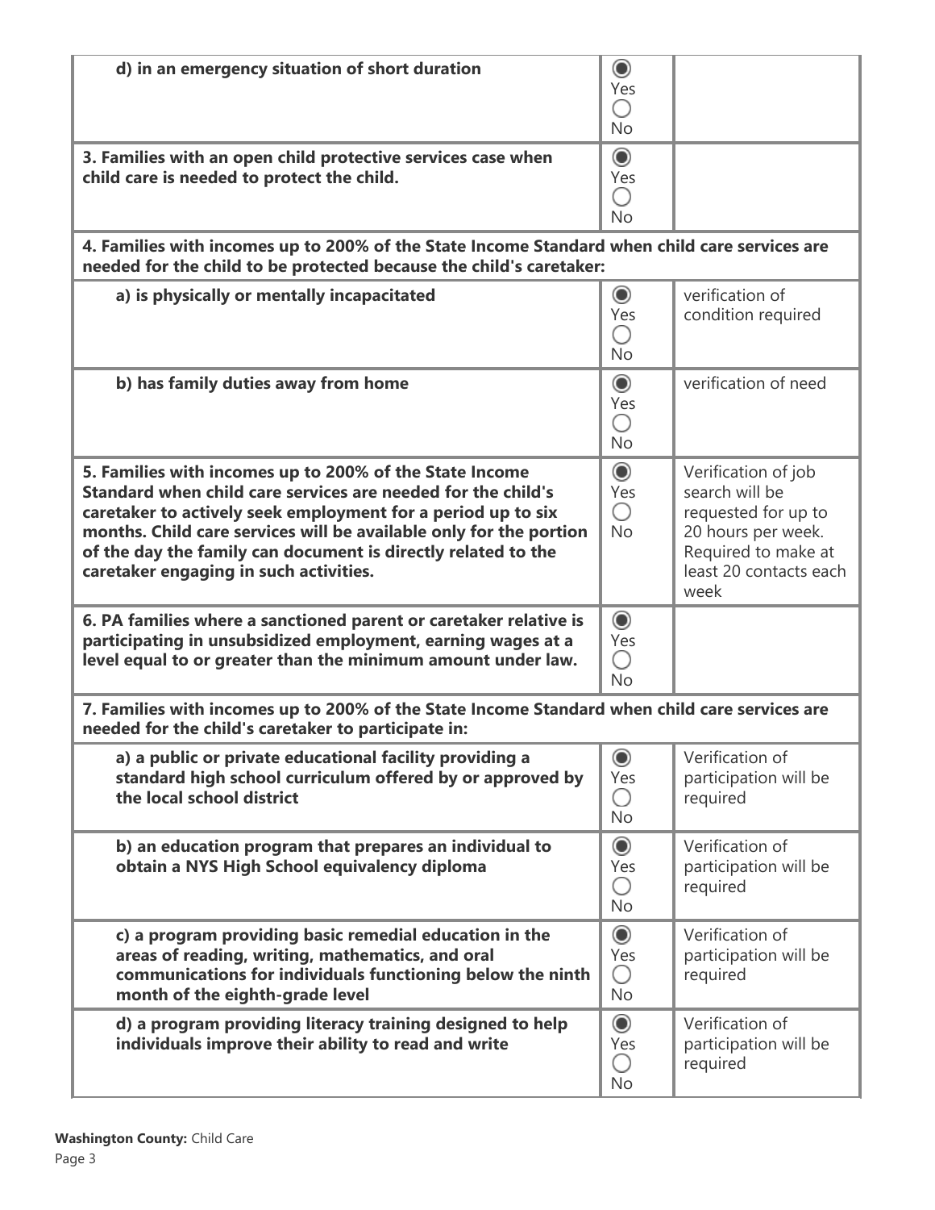| | | |
|---|---|---|
| **d) in an emergency situation of short duration** | ◉ Yes ◯ No | |
| **3. Families with an open child protective services case when child care is needed to protect the child.** | ◉ Yes ◯ No | |
| **4. Families with incomes up to 200% of the State Income Standard when child care services are needed for the child to be protected because the child's caretaker:** | | |
| **a) is physically or mentally incapacitated** | ◉ Yes ◯ No | verification of condition required |
| **b) has family duties away from home** | ◉ Yes ◯ No | verification of need |
| **5. Families with incomes up to 200% of the State Income Standard when child care services are needed for the child's caretaker to actively seek employment for a period up to six months. Child care services will be available only for the portion of the day the family can document is directly related to the caretaker engaging in such activities.** | ◉ Yes ◯ No | Verification of job search will be requested for up to 20 hours per week. Required to make at least 20 contacts each week |
| **6. PA families where a sanctioned parent or caretaker relative is participating in unsubsidized employment, earning wages at a level equal to or greater than the minimum amount under law.** | ◉ Yes ◯ No | |
| **7. Families with incomes up to 200% of the State Income Standard when child care services are needed for the child's caretaker to participate in:** | | |
| **a) a public or private educational facility providing a standard high school curriculum offered by or approved by the local school district** | ◉ Yes ◯ No | Verification of participation will be required |
| **b) an education program that prepares an individual to obtain a NYS High School equivalency diploma** | ◉ Yes ◯ No | Verification of participation will be required |
| **c) a program providing basic remedial education in the areas of reading, writing, mathematics, and oral communications for individuals functioning below the ninth month of the eighth-grade level** | ◉ Yes ◯ No | Verification of participation will be required |
| **d) a program providing literacy training designed to help individuals improve their ability to read and write** | ◉ Yes ◯ No | Verification of participation will be required |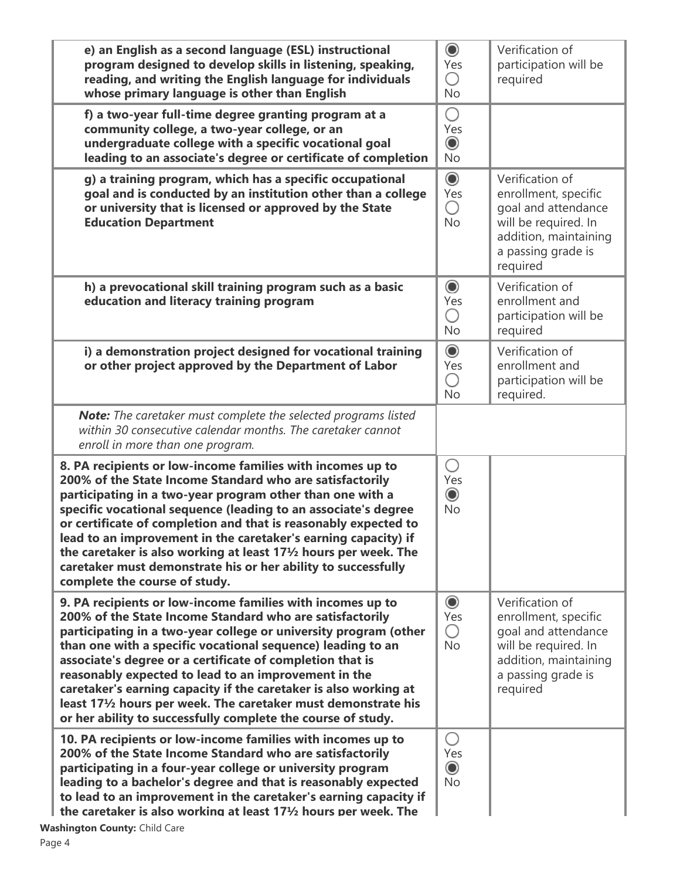| | | |
|---|---|---|
| **e) an English as a second language (ESL) instructional program designed to develop skills in listening, speaking, reading, and writing the English language for individuals whose primary language is other than English** | ◉ Yes ◯ No | Verification of participation will be required |
| **f) a two-year full-time degree granting program at a community college, a two-year college, or an undergraduate college with a specific vocational goal leading to an associate's degree or certificate of completion** | ◯ Yes ◉ No | |
| **g) a training program, which has a specific occupational goal and is conducted by an institution other than a college or university that is licensed or approved by the State Education Department** | ◉ Yes ◯ No | Verification of enrollment, specific goal and attendance will be required. In addition, maintaining a passing grade is required |
| **h) a prevocational skill training program such as a basic education and literacy training program** | ◉ Yes ◯ No | Verification of enrollment and participation will be required |
| **i) a demonstration project designed for vocational training or other project approved by the Department of Labor** | ◉ Yes ◯ No | Verification of enrollment and participation will be required. |
| ***Note:*** *The caretaker must complete the selected programs listed within 30 consecutive calendar months. The caretaker cannot enroll in more than one program.* | | |
| **8. PA recipients or low-income families with incomes up to 200% of the State Income Standard who are satisfactorily participating in a two-year program other than one with a specific vocational sequence (leading to an associate's degree or certificate of completion and that is reasonably expected to lead to an improvement in the caretaker's earning capacity) if the caretaker is also working at least 17½ hours per week. The caretaker must demonstrate his or her ability to successfully complete the course of study.** | ◯ Yes ◉ No | |
| **9. PA recipients or low-income families with incomes up to 200% of the State Income Standard who are satisfactorily participating in a two-year college or university program (other than one with a specific vocational sequence) leading to an associate's degree or a certificate of completion that is reasonably expected to lead to an improvement in the caretaker's earning capacity if the caretaker is also working at least 17½ hours per week. The caretaker must demonstrate his or her ability to successfully complete the course of study.** | ◉ Yes ◯ No | Verification of enrollment, specific goal and attendance will be required. In addition, maintaining a passing grade is required |
| **10. PA recipients or low-income families with incomes up to 200% of the State Income Standard who are satisfactorily participating in a four-year college or university program leading to a bachelor's degree and that is reasonably expected to lead to an improvement in the caretaker's earning capacity if the caretaker is also working at least 17½ hours per week. The** | ◯ Yes ◉ No | |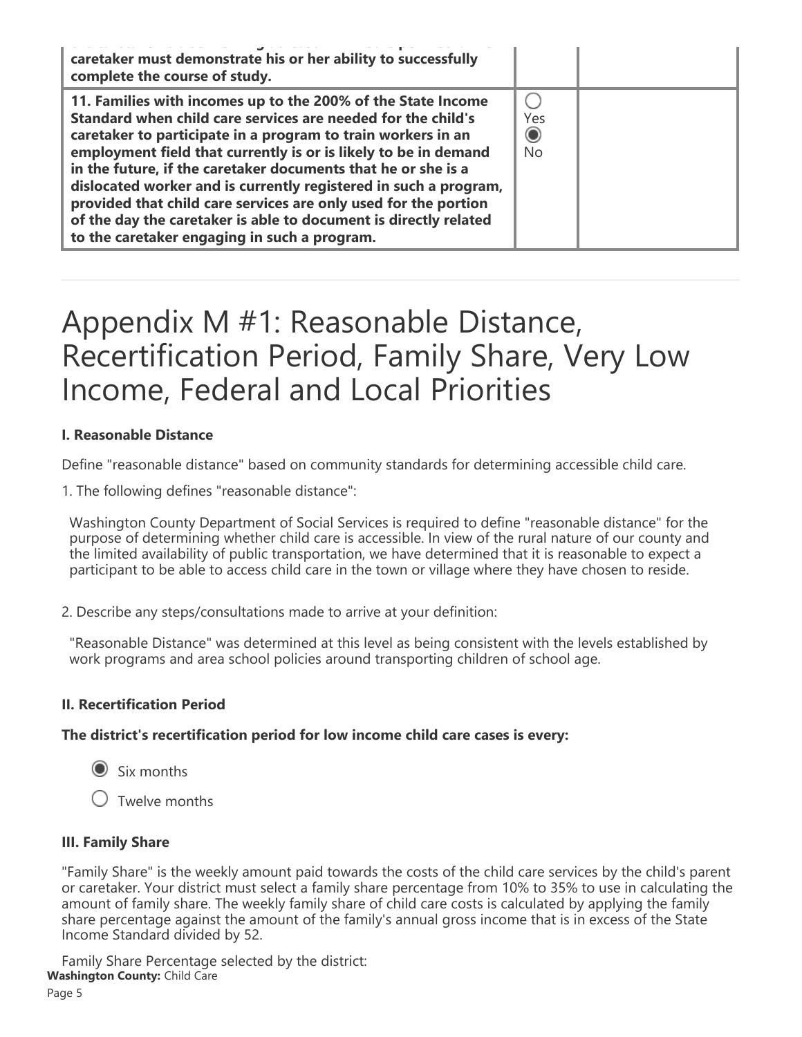| | | |
|---|---|---|
| caretaker must demonstrate his or her ability to successfully complete the course of study. | | |
| **11. Families with incomes up to the 200% of the State Income Standard when child care services are needed for the child's caretaker to participate in a program to train workers in an employment field that currently is or is likely to be in demand in the future, if the caretaker documents that he or she is a dislocated worker and is currently registered in such a program, provided that child care services are only used for the portion of the day the caretaker is able to document is directly related to the caretaker engaging in such a program.** | ○ Yes ◉ No | |

# Appendix M #1: Reasonable Distance, Recertification Period, Family Share, Very Low Income, Federal and Local Priorities

**I. Reasonable Distance**

Define "reasonable distance" based on community standards for determining accessible child care.

1. The following defines "reasonable distance":

Washington County Department of Social Services is required to define "reasonable distance" for the purpose of determining whether child care is accessible. In view of the rural nature of our county and the limited availability of public transportation, we have determined that it is reasonable to expect a participant to be able to access child care in the town or village where they have chosen to reside.

2. Describe any steps/consultations made to arrive at your definition:

"Reasonable Distance" was determined at this level as being consistent with the levels established by work programs and area school policies around transporting children of school age.

**II. Recertification Period**

**The district's recertification period for low income child care cases is every:**

◉ Six months

○ Twelve months

**III. Family Share**

"Family Share" is the weekly amount paid towards the costs of the child care services by the child's parent or caretaker. Your district must select a family share percentage from 10% to 35% to use in calculating the amount of family share. The weekly family share of child care costs is calculated by applying the family share percentage against the amount of the family's annual gross income that is in excess of the State Income Standard divided by 52.

Family Share Percentage selected by the district: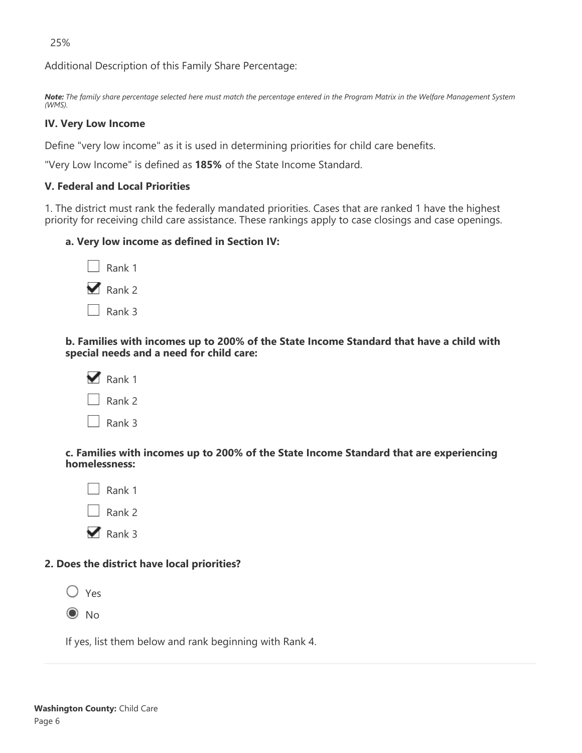25%

Additional Description of this Family Share Percentage:

***Note:*** *The family share percentage selected here must match the percentage entered in the Program Matrix in the Welfare Management System (WMS).*

### IV. Very Low Income

Define "very low income" as it is used in determining priorities for child care benefits.

"Very Low Income" is defined as **185%** of the State Income Standard.

### V. Federal and Local Priorities

1. The district must rank the federally mandated priorities. Cases that are ranked 1 have the highest priority for receiving child care assistance. These rankings apply to case closings and case openings.

**a. Very low income as defined in Section IV:**

- [ ] Rank 1
- [x] Rank 2
- [ ] Rank 3

**b. Families with incomes up to 200% of the State Income Standard that have a child with special needs and a need for child care:**

- [x] Rank 1
- [ ] Rank 2
- [ ] Rank 3

**c. Families with incomes up to 200% of the State Income Standard that are experiencing homelessness:**

- [ ] Rank 1
- [ ] Rank 2
- [x] Rank 3

**2. Does the district have local priorities?**

- ( ) Yes
- (●) No

If yes, list them below and rank beginning with Rank 4.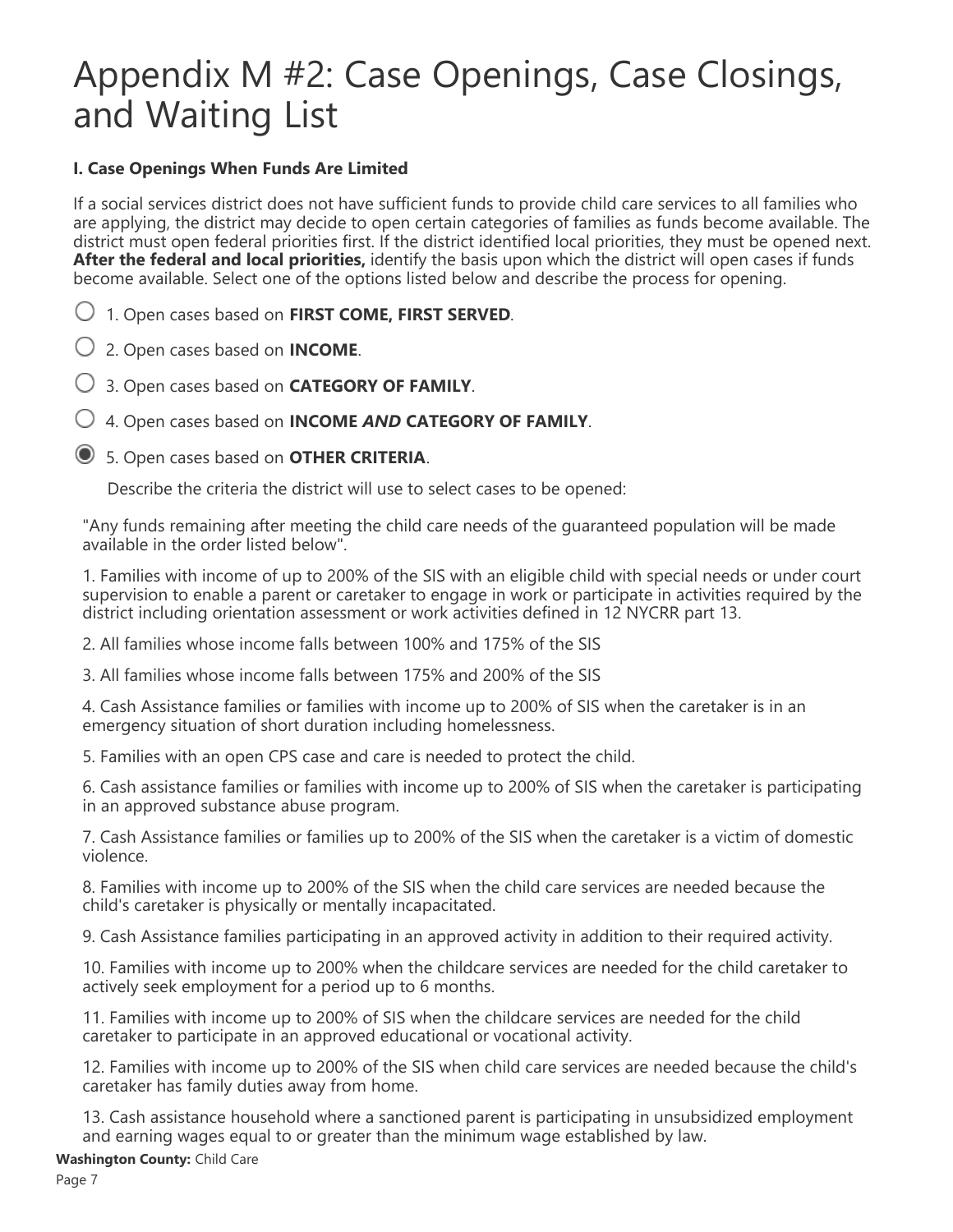# Appendix M #2: Case Openings, Case Closings, and Waiting List

### I. Case Openings When Funds Are Limited

If a social services district does not have sufficient funds to provide child care services to all families who are applying, the district may decide to open certain categories of families as funds become available. The district must open federal priorities first. If the district identified local priorities, they must be opened next. **After the federal and local priorities,** identify the basis upon which the district will open cases if funds become available. Select one of the options listed below and describe the process for opening.

- ○ 1. Open cases based on **FIRST COME, FIRST SERVED**.
- ○ 2. Open cases based on **INCOME**.
- ○ 3. Open cases based on **CATEGORY OF FAMILY**.
- ○ 4. Open cases based on **INCOME *AND* CATEGORY OF FAMILY**.
- ◉ 5. Open cases based on **OTHER CRITERIA**.

Describe the criteria the district will use to select cases to be opened:

"Any funds remaining after meeting the child care needs of the guaranteed population will be made available in the order listed below".

1. Families with income of up to 200% of the SIS with an eligible child with special needs or under court supervision to enable a parent or caretaker to engage in work or participate in activities required by the district including orientation assessment or work activities defined in 12 NYCRR part 13.

2. All families whose income falls between 100% and 175% of the SIS

3. All families whose income falls between 175% and 200% of the SIS

4. Cash Assistance families or families with income up to 200% of SIS when the caretaker is in an emergency situation of short duration including homelessness.

5. Families with an open CPS case and care is needed to protect the child.

6. Cash assistance families or families with income up to 200% of SIS when the caretaker is participating in an approved substance abuse program.

7. Cash Assistance families or families up to 200% of the SIS when the caretaker is a victim of domestic violence.

8. Families with income up to 200% of the SIS when the child care services are needed because the child's caretaker is physically or mentally incapacitated.

9. Cash Assistance families participating in an approved activity in addition to their required activity.

10. Families with income up to 200% when the childcare services are needed for the child caretaker to actively seek employment for a period up to 6 months.

11. Families with income up to 200% of SIS when the childcare services are needed for the child caretaker to participate in an approved educational or vocational activity.

12. Families with income up to 200% of the SIS when child care services are needed because the child's caretaker has family duties away from home.

13. Cash assistance household where a sanctioned parent is participating in unsubsidized employment and earning wages equal to or greater than the minimum wage established by law.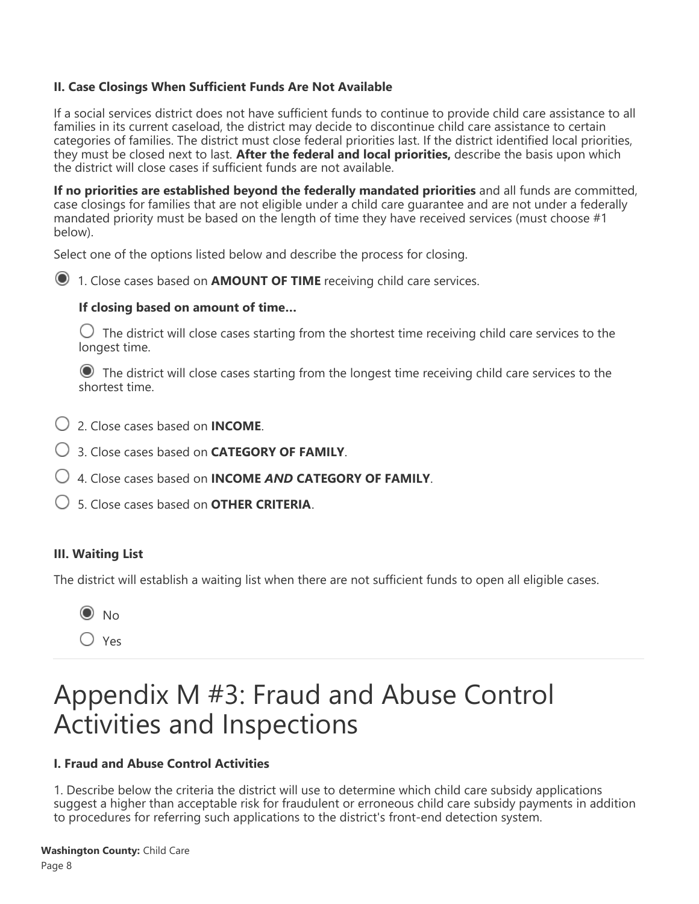### II. Case Closings When Sufficient Funds Are Not Available

If a social services district does not have sufficient funds to continue to provide child care assistance to all families in its current caseload, the district may decide to discontinue child care assistance to certain categories of families. The district must close federal priorities last. If the district identified local priorities, they must be closed next to last. **After the federal and local priorities,** describe the basis upon which the district will close cases if sufficient funds are not available.

**If no priorities are established beyond the federally mandated priorities** and all funds are committed, case closings for families that are not eligible under a child care guarantee and are not under a federally mandated priority must be based on the length of time they have received services (must choose #1 below).

Select one of the options listed below and describe the process for closing.

- [x] 1. Close cases based on **AMOUNT OF TIME** receiving child care services.

  **If closing based on amount of time…**

  - [ ] The district will close cases starting from the shortest time receiving child care services to the longest time.
  - [x] The district will close cases starting from the longest time receiving child care services to the shortest time.

- [ ] 2. Close cases based on **INCOME**.
- [ ] 3. Close cases based on **CATEGORY OF FAMILY**.
- [ ] 4. Close cases based on **INCOME *AND* CATEGORY OF FAMILY**.
- [ ] 5. Close cases based on **OTHER CRITERIA**.

### III. Waiting List

The district will establish a waiting list when there are not sufficient funds to open all eligible cases.

- [x] No
- [ ] Yes

# Appendix M #3: Fraud and Abuse Control Activities and Inspections

### I. Fraud and Abuse Control Activities

1. Describe below the criteria the district will use to determine which child care subsidy applications suggest a higher than acceptable risk for fraudulent or erroneous child care subsidy payments in addition to procedures for referring such applications to the district's front-end detection system.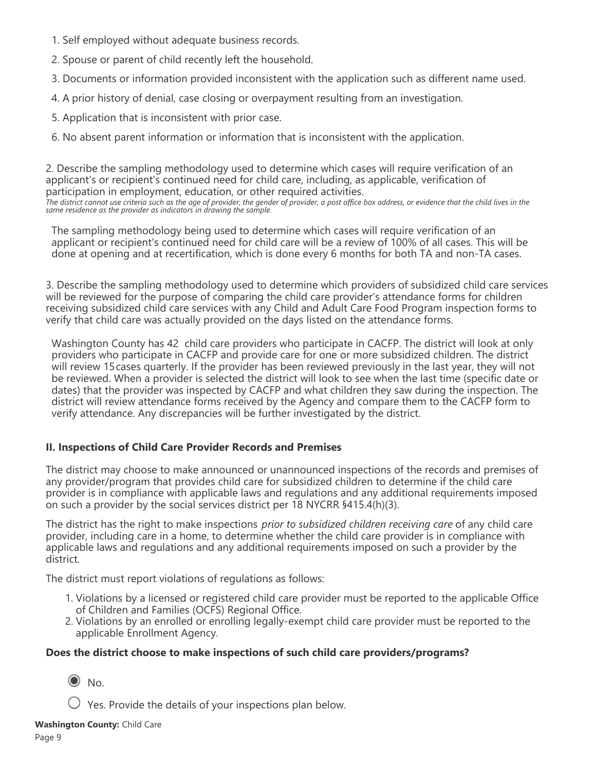1. Self employed without adequate business records.
2. Spouse or parent of child recently left the household.
3. Documents or information provided inconsistent with the application such as different name used.
4. A prior history of denial, case closing or overpayment resulting from an investigation.
5. Application that is inconsistent with prior case.
6. No absent parent information or information that is inconsistent with the application.

2. Describe the sampling methodology used to determine which cases will require verification of an applicant's or recipient's continued need for child care, including, as applicable, verification of participation in employment, education, or other required activities.
*The district cannot use criteria such as the age of provider, the gender of provider, a post office box address, or evidence that the child lives in the same residence as the provider as indicators in drawing the sample.*

The sampling methodology being used to determine which cases will require verification of an applicant or recipient's continued need for child care will be a review of 100% of all cases. This will be done at opening and at recertification, which is done every 6 months for both TA and non-TA cases.

3. Describe the sampling methodology used to determine which providers of subsidized child care services will be reviewed for the purpose of comparing the child care provider's attendance forms for children receiving subsidized child care services with any Child and Adult Care Food Program inspection forms to verify that child care was actually provided on the days listed on the attendance forms.

Washington County has 42 child care providers who participate in CACFP. The district will look at only providers who participate in CACFP and provide care for one or more subsidized children. The district will review 15 cases quarterly. If the provider has been reviewed previously in the last year, they will not be reviewed. When a provider is selected the district will look to see when the last time (specific date or dates) that the provider was inspected by CACFP and what children they saw during the inspection. The district will review attendance forms received by the Agency and compare them to the CACFP form to verify attendance. Any discrepancies will be further investigated by the district.

### II. Inspections of Child Care Provider Records and Premises

The district may choose to make announced or unannounced inspections of the records and premises of any provider/program that provides child care for subsidized children to determine if the child care provider is in compliance with applicable laws and regulations and any additional requirements imposed on such a provider by the social services district per 18 NYCRR §415.4(h)(3).

The district has the right to make inspections *prior to subsidized children receiving care* of any child care provider, including care in a home, to determine whether the child care provider is in compliance with applicable laws and regulations and any additional requirements imposed on such a provider by the district.

The district must report violations of regulations as follows:

1. Violations by a licensed or registered child care provider must be reported to the applicable Office of Children and Families (OCFS) Regional Office.
2. Violations by an enrolled or enrolling legally-exempt child care provider must be reported to the applicable Enrollment Agency.

**Does the district choose to make inspections of such child care providers/programs?**

- (●) No.
- ( ) Yes. Provide the details of your inspections plan below.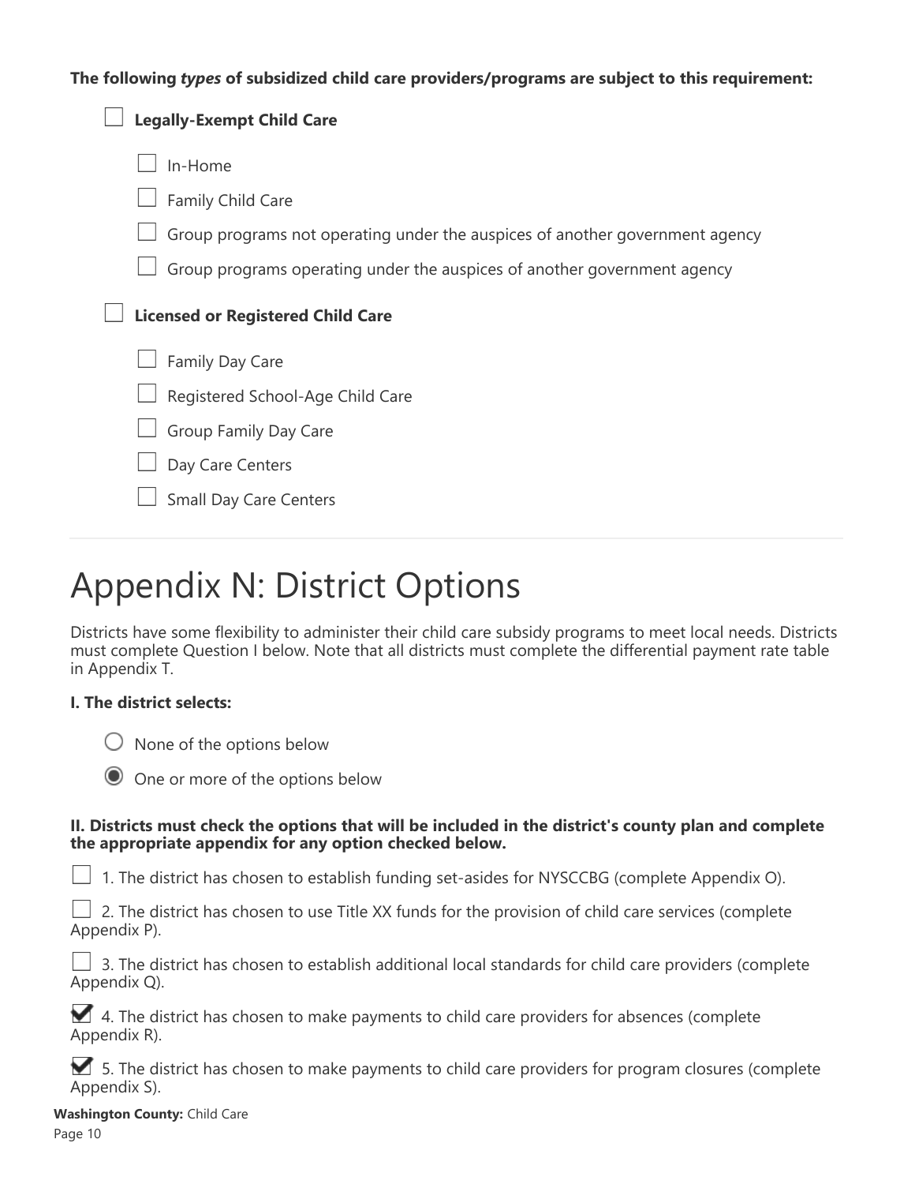**The following *types* of subsidized child care providers/programs are subject to this requirement:**

- ☐ **Legally-Exempt Child Care**
  - ☐ In-Home
  - ☐ Family Child Care
  - ☐ Group programs not operating under the auspices of another government agency
  - ☐ Group programs operating under the auspices of another government agency
- ☐ **Licensed or Registered Child Care**
  - ☐ Family Day Care
  - ☐ Registered School-Age Child Care
  - ☐ Group Family Day Care
  - ☐ Day Care Centers
  - ☐ Small Day Care Centers

---

# Appendix N: District Options

Districts have some flexibility to administer their child care subsidy programs to meet local needs. Districts must complete Question I below. Note that all districts must complete the differential payment rate table in Appendix T.

**I. The district selects:**

- ○ None of the options below
- ◉ One or more of the options below

**II. Districts must check the options that will be included in the district's county plan and complete the appropriate appendix for any option checked below.**

☐ 1. The district has chosen to establish funding set-asides for NYSCCBG (complete Appendix O).

☐ 2. The district has chosen to use Title XX funds for the provision of child care services (complete Appendix P).

☐ 3. The district has chosen to establish additional local standards for child care providers (complete Appendix Q).

☑ 4. The district has chosen to make payments to child care providers for absences (complete Appendix R).

☑ 5. The district has chosen to make payments to child care providers for program closures (complete Appendix S).

**Washington County:** Child Care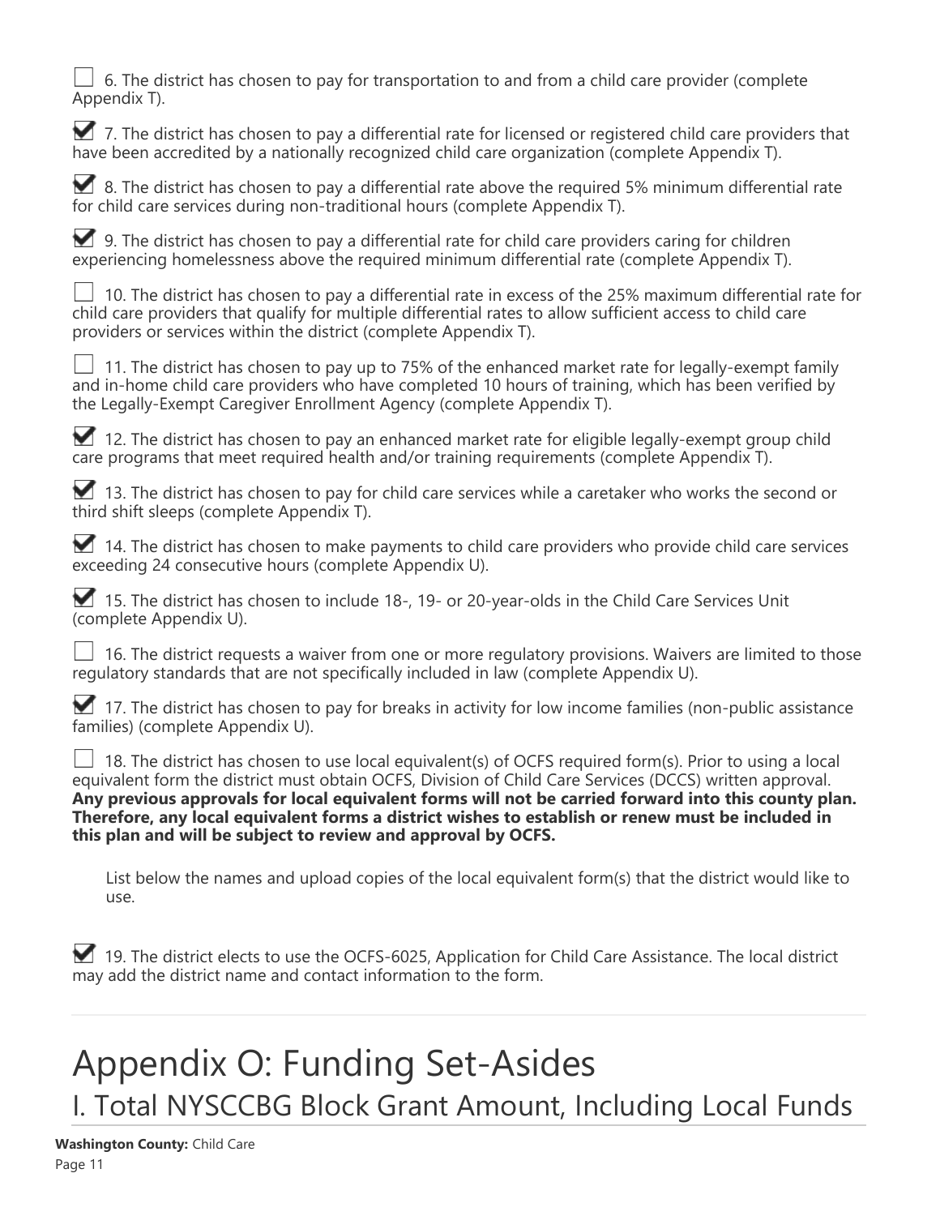- [ ] 6. The district has chosen to pay for transportation to and from a child care provider (complete Appendix T).

- [x] 7. The district has chosen to pay a differential rate for licensed or registered child care providers that have been accredited by a nationally recognized child care organization (complete Appendix T).

- [x] 8. The district has chosen to pay a differential rate above the required 5% minimum differential rate for child care services during non-traditional hours (complete Appendix T).

- [x] 9. The district has chosen to pay a differential rate for child care providers caring for children experiencing homelessness above the required minimum differential rate (complete Appendix T).

- [ ] 10. The district has chosen to pay a differential rate in excess of the 25% maximum differential rate for child care providers that qualify for multiple differential rates to allow sufficient access to child care providers or services within the district (complete Appendix T).

- [ ] 11. The district has chosen to pay up to 75% of the enhanced market rate for legally-exempt family and in-home child care providers who have completed 10 hours of training, which has been verified by the Legally-Exempt Caregiver Enrollment Agency (complete Appendix T).

- [x] 12. The district has chosen to pay an enhanced market rate for eligible legally-exempt group child care programs that meet required health and/or training requirements (complete Appendix T).

- [x] 13. The district has chosen to pay for child care services while a caretaker who works the second or third shift sleeps (complete Appendix T).

- [x] 14. The district has chosen to make payments to child care providers who provide child care services exceeding 24 consecutive hours (complete Appendix U).

- [x] 15. The district has chosen to include 18-, 19- or 20-year-olds in the Child Care Services Unit (complete Appendix U).

- [ ] 16. The district requests a waiver from one or more regulatory provisions. Waivers are limited to those regulatory standards that are not specifically included in law (complete Appendix U).

- [x] 17. The district has chosen to pay for breaks in activity for low income families (non-public assistance families) (complete Appendix U).

- [ ] 18. The district has chosen to use local equivalent(s) of OCFS required form(s). Prior to using a local equivalent form the district must obtain OCFS, Division of Child Care Services (DCCS) written approval. **Any previous approvals for local equivalent forms will not be carried forward into this county plan. Therefore, any local equivalent forms a district wishes to establish or renew must be included in this plan and will be subject to review and approval by OCFS.**

    List below the names and upload copies of the local equivalent form(s) that the district would like to use.

- [x] 19. The district elects to use the OCFS-6025, Application for Child Care Assistance. The local district may add the district name and contact information to the form.

---

# Appendix O: Funding Set-Asides

## I. Total NYSCCBG Block Grant Amount, Including Local Funds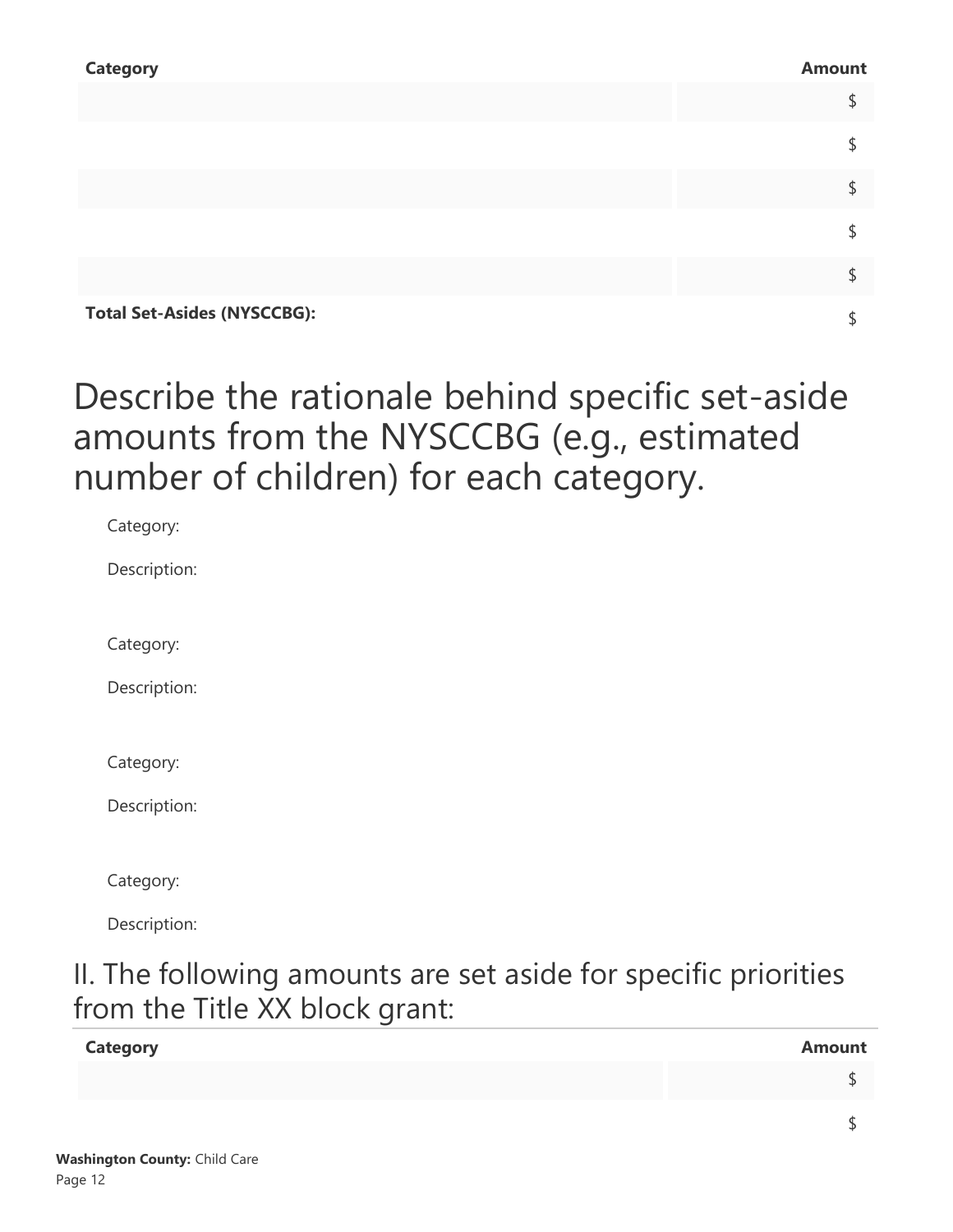| Category | Amount |
|---|---|
| | $ |
| | $ |
| | $ |
| | $ |
| | $ |
| **Total Set-Asides (NYSCCBG):** | $ |

# Describe the rationale behind specific set-aside amounts from the NYSCCBG (e.g., estimated number of children) for each category.

Category:

Description:

Category:

Description:

Category:

Description:

Category:

Description:

## II. The following amounts are set aside for specific priorities from the Title XX block grant:

| Category | Amount |
|---|---|
| | $ |
| | $ |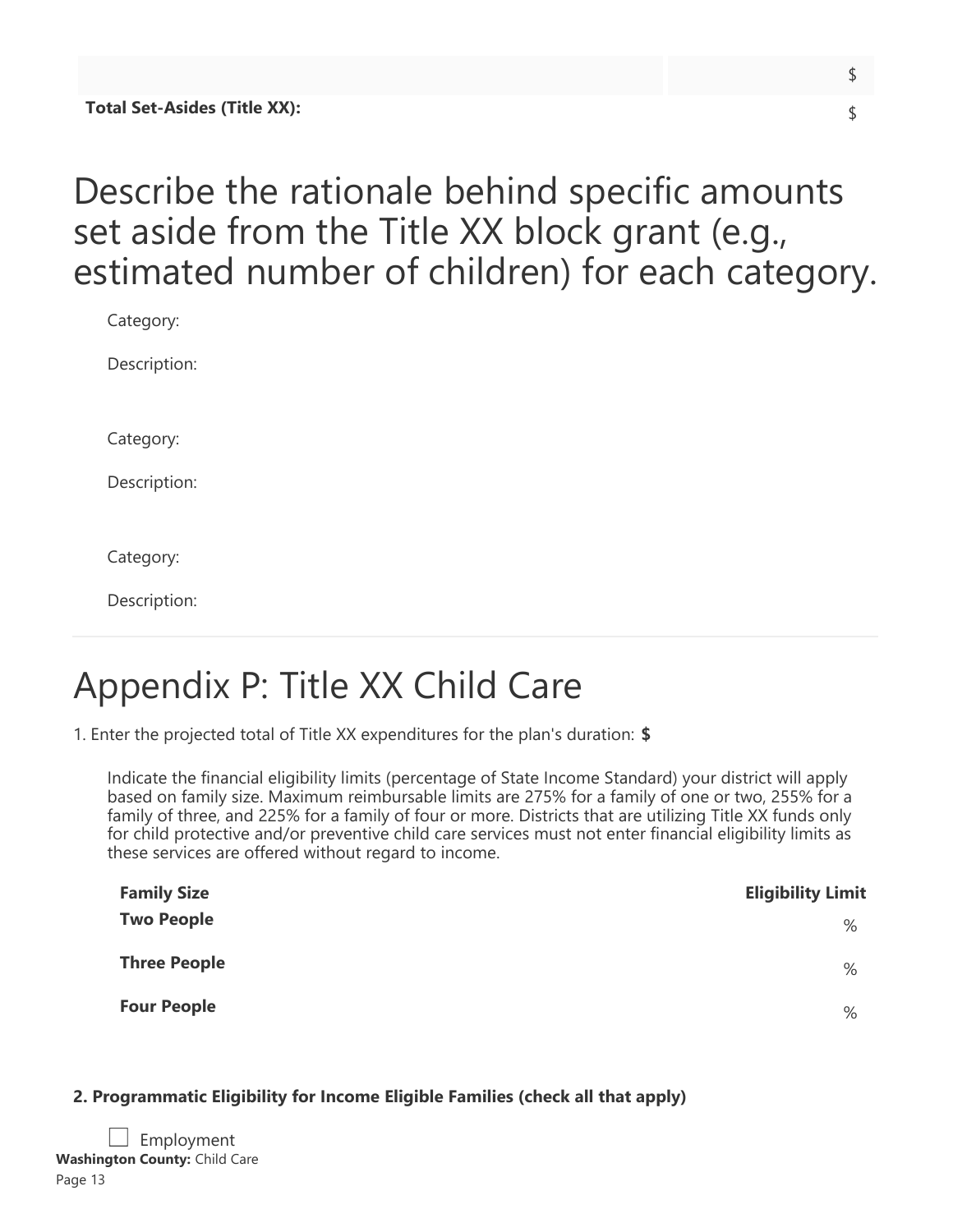| | $ |
|---|---|
| **Total Set-Asides (Title XX):** | $ |

# Describe the rationale behind specific amounts set aside from the Title XX block grant (e.g., estimated number of children) for each category.

Category:

Description:

Category:

Description:

Category:

Description:

---

# Appendix P: Title XX Child Care

1. Enter the projected total of Title XX expenditures for the plan's duration: **$**

Indicate the financial eligibility limits (percentage of State Income Standard) your district will apply based on family size. Maximum reimbursable limits are 275% for a family of one or two, 255% for a family of three, and 225% for a family of four or more. Districts that are utilizing Title XX funds only for child protective and/or preventive child care services must not enter financial eligibility limits as these services are offered without regard to income.

| Family Size | Eligibility Limit |
|---|---|
| **Two People** | % |
| **Three People** | % |
| **Four People** | % |

**2. Programmatic Eligibility for Income Eligible Families (check all that apply)**

☐ Employment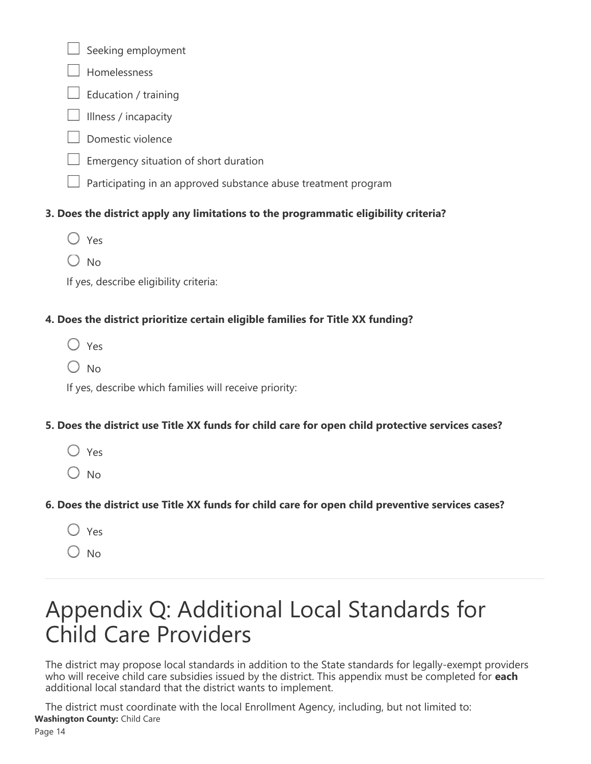- [ ] Seeking employment
- [ ] Homelessness
- [ ] Education / training
- [ ] Illness / incapacity
- [ ] Domestic violence
- [ ] Emergency situation of short duration
- [ ] Participating in an approved substance abuse treatment program

**3. Does the district apply any limitations to the programmatic eligibility criteria?**

○ Yes

○ No

If yes, describe eligibility criteria:

**4. Does the district prioritize certain eligible families for Title XX funding?**

○ Yes

○ No

If yes, describe which families will receive priority:

**5. Does the district use Title XX funds for child care for open child protective services cases?**

○ Yes

○ No

**6. Does the district use Title XX funds for child care for open child preventive services cases?**

○ Yes

○ No

---

# Appendix Q: Additional Local Standards for Child Care Providers

The district may propose local standards in addition to the State standards for legally-exempt providers who will receive child care subsidies issued by the district. This appendix must be completed for **each** additional local standard that the district wants to implement.

The district must coordinate with the local Enrollment Agency, including, but not limited to: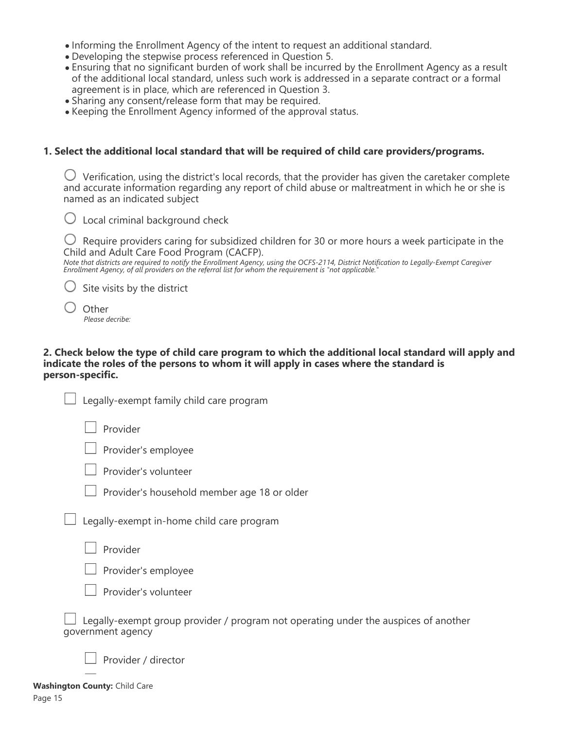- Informing the Enrollment Agency of the intent to request an additional standard.
- Developing the stepwise process referenced in Question 5.
- Ensuring that no significant burden of work shall be incurred by the Enrollment Agency as a result of the additional local standard, unless such work is addressed in a separate contract or a formal agreement is in place, which are referenced in Question 3.
- Sharing any consent/release form that may be required.
- Keeping the Enrollment Agency informed of the approval status.

**1. Select the additional local standard that will be required of child care providers/programs.**

○ Verification, using the district's local records, that the provider has given the caretaker complete and accurate information regarding any report of child abuse or maltreatment in which he or she is named as an indicated subject

○ Local criminal background check

○ Require providers caring for subsidized children for 30 or more hours a week participate in the Child and Adult Care Food Program (CACFP).
*Note that districts are required to notify the Enrollment Agency, using the OCFS-2114, District Notification to Legally-Exempt Caregiver Enrollment Agency, of all providers on the referral list for whom the requirement is "not applicable."*

○ Site visits by the district

○ Other
*Please decribe:*

**2. Check below the type of child care program to which the additional local standard will apply and indicate the roles of the persons to whom it will apply in cases where the standard is person-specific.**

☐ Legally-exempt family child care program

- ☐ Provider
- ☐ Provider's employee
- ☐ Provider's volunteer
- ☐ Provider's household member age 18 or older

☐ Legally-exempt in-home child care program

- ☐ Provider
- ☐ Provider's employee
- ☐ Provider's volunteer

☐ Legally-exempt group provider / program not operating under the auspices of another government agency

- ☐ Provider / director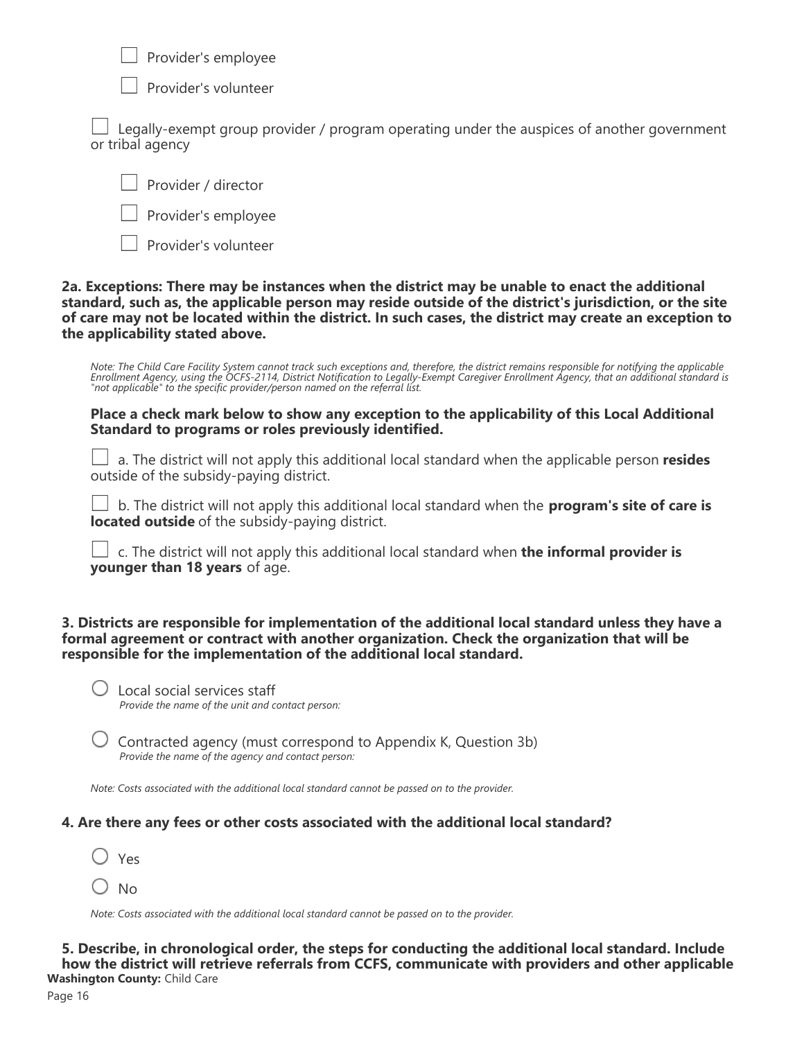☐ Provider's employee

☐ Provider's volunteer

☐ Legally-exempt group provider / program operating under the auspices of another government or tribal agency

☐ Provider / director

☐ Provider's employee

☐ Provider's volunteer

**2a. Exceptions: There may be instances when the district may be unable to enact the additional standard, such as, the applicable person may reside outside of the district's jurisdiction, or the site of care may not be located within the district. In such cases, the district may create an exception to the applicability stated above.**

*Note: The Child Care Facility System cannot track such exceptions and, therefore, the district remains responsible for notifying the applicable Enrollment Agency, using the OCFS-2114, District Notification to Legally-Exempt Caregiver Enrollment Agency, that an additional standard is "not applicable" to the specific provider/person named on the referral list.*

**Place a check mark below to show any exception to the applicability of this Local Additional Standard to programs or roles previously identified.**

☐ a. The district will not apply this additional local standard when the applicable person **resides** outside of the subsidy-paying district.

☐ b. The district will not apply this additional local standard when the **program's site of care is located outside** of the subsidy-paying district.

☐ c. The district will not apply this additional local standard when **the informal provider is younger than 18 years** of age.

**3. Districts are responsible for implementation of the additional local standard unless they have a formal agreement or contract with another organization. Check the organization that will be responsible for the implementation of the additional local standard.**

○ Local social services staff
*Provide the name of the unit and contact person:*

○ Contracted agency (must correspond to Appendix K, Question 3b)
*Provide the name of the agency and contact person:*

*Note: Costs associated with the additional local standard cannot be passed on to the provider.*

**4. Are there any fees or other costs associated with the additional local standard?**

○ Yes

○ No

*Note: Costs associated with the additional local standard cannot be passed on to the provider.*

**5. Describe, in chronological order, the steps for conducting the additional local standard. Include how the district will retrieve referrals from CCFS, communicate with providers and other applicable**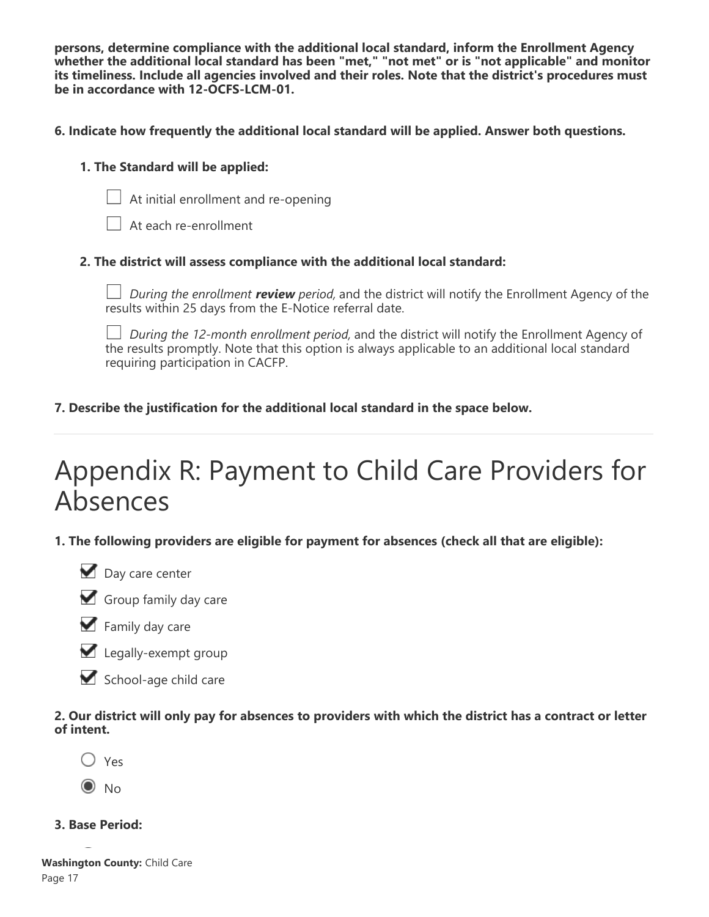**persons, determine compliance with the additional local standard, inform the Enrollment Agency whether the additional local standard has been "met," "not met" or is "not applicable" and monitor its timeliness. Include all agencies involved and their roles. Note that the district's procedures must be in accordance with 12-OCFS-LCM-01.**

**6. Indicate how frequently the additional local standard will be applied. Answer both questions.**

**1. The Standard will be applied:**

- [ ] At initial enrollment and re-opening
- [ ] At each re-enrollment

**2. The district will assess compliance with the additional local standard:**

- [ ] *During the enrollment **review** period,* and the district will notify the Enrollment Agency of the results within 25 days from the E-Notice referral date.
- [ ] *During the 12-month enrollment period,* and the district will notify the Enrollment Agency of the results promptly. Note that this option is always applicable to an additional local standard requiring participation in CACFP.

**7. Describe the justification for the additional local standard in the space below.**

# Appendix R: Payment to Child Care Providers for Absences

**1. The following providers are eligible for payment for absences (check all that are eligible):**

- [x] Day care center
- [x] Group family day care
- [x] Family day care
- [x] Legally-exempt group
- [x] School-age child care

**2. Our district will only pay for absences to providers with which the district has a contract or letter of intent.**

- ( ) Yes
- (●) No

**3. Base Period:**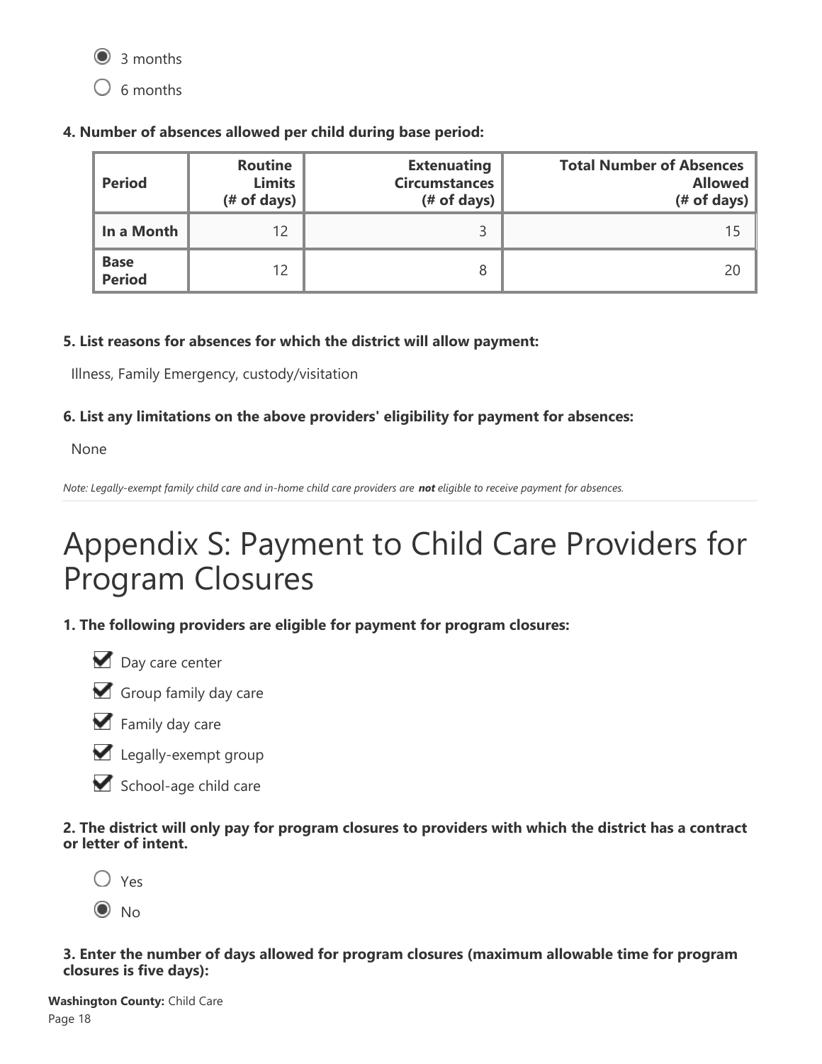- ◉ 3 months
- ○ 6 months

**4. Number of absences allowed per child during base period:**

| Period | Routine Limits (# of days) | Extenuating Circumstances (# of days) | Total Number of Absences Allowed (# of days) |
|---|---|---|---|
| **In a Month** | 12 | 3 | 15 |
| **Base Period** | 12 | 8 | 20 |

**5. List reasons for absences for which the district will allow payment:**

Illness, Family Emergency, custody/visitation

**6. List any limitations on the above providers' eligibility for payment for absences:**

None

*Note: Legally-exempt family child care and in-home child care providers are **not** eligible to receive payment for absences.*

# Appendix S: Payment to Child Care Providers for Program Closures

**1. The following providers are eligible for payment for program closures:**

- ☑ Day care center
- ☑ Group family day care
- ☑ Family day care
- ☑ Legally-exempt group
- ☑ School-age child care

**2. The district will only pay for program closures to providers with which the district has a contract or letter of intent.**

- ○ Yes
- ◉ No

**3. Enter the number of days allowed for program closures (maximum allowable time for program closures is five days):**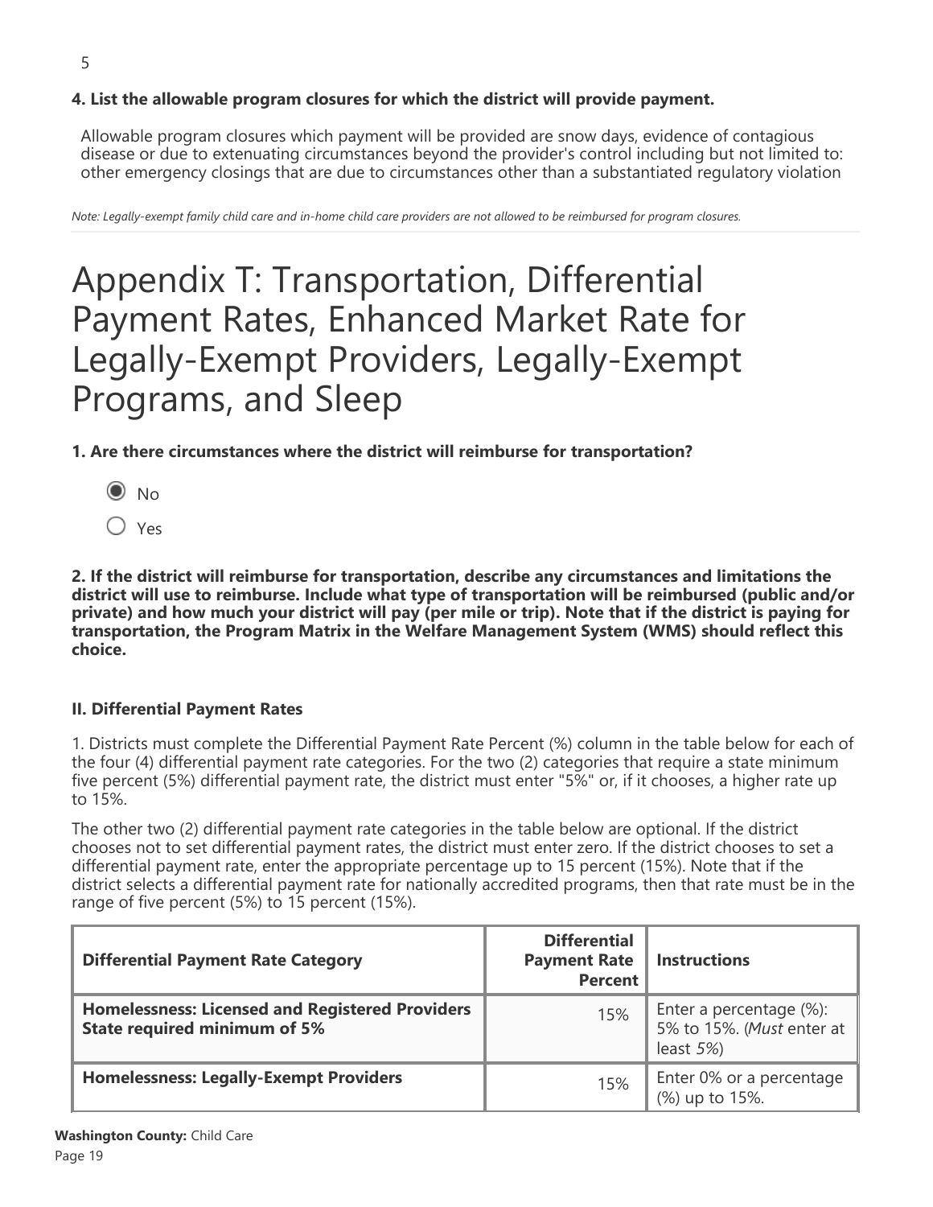**4. List the allowable program closures for which the district will provide payment.**

Allowable program closures which payment will be provided are snow days, evidence of contagious disease or due to extenuating circumstances beyond the provider's control including but not limited to: other emergency closings that are due to circumstances other than a substantiated regulatory violation

*Note: Legally-exempt family child care and in-home child care providers are not allowed to be reimbursed for program closures.*

# Appendix T: Transportation, Differential Payment Rates, Enhanced Market Rate for Legally-Exempt Providers, Legally-Exempt Programs, and Sleep

**1. Are there circumstances where the district will reimburse for transportation?**

- ◉ No
- ○ Yes

**2. If the district will reimburse for transportation, describe any circumstances and limitations the district will use to reimburse. Include what type of transportation will be reimbursed (public and/or private) and how much your district will pay (per mile or trip). Note that if the district is paying for transportation, the Program Matrix in the Welfare Management System (WMS) should reflect this choice.**

**II. Differential Payment Rates**

1. Districts must complete the Differential Payment Rate Percent (%) column in the table below for each of the four (4) differential payment rate categories. For the two (2) categories that require a state minimum five percent (5%) differential payment rate, the district must enter "5%" or, if it chooses, a higher rate up to 15%.

The other two (2) differential payment rate categories in the table below are optional. If the district chooses not to set differential payment rates, the district must enter zero. If the district chooses to set a differential payment rate, enter the appropriate percentage up to 15 percent (15%). Note that if the district selects a differential payment rate for nationally accredited programs, then that rate must be in the range of five percent (5%) to 15 percent (15%).

| Differential Payment Rate Category | Differential Payment Rate Percent | Instructions |
|---|---|---|
| **Homelessness: Licensed and Registered Providers State required minimum of 5%** | 15% | Enter a percentage (%): 5% to 15%. (*Must* enter at least *5%*) |
| **Homelessness: Legally-Exempt Providers** | 15% | Enter 0% or a percentage (%) up to 15%. |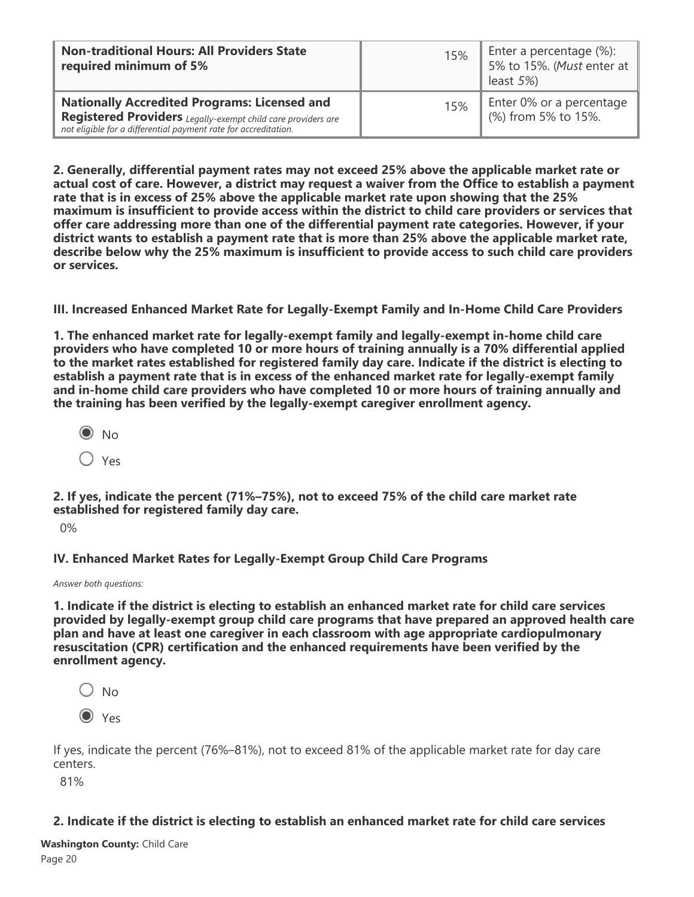| **Non-traditional Hours: All Providers State required minimum of 5%** | 15% | Enter a percentage (%): 5% to 15%. (*Must* enter at least *5%*) |
|---|---|---|
| **Nationally Accredited Programs: Licensed and Registered Providers** *Legally-exempt child care providers are not eligible for a differential payment rate for accreditation.* | 15% | Enter 0% or a percentage (%) from 5% to 15%. |

**2. Generally, differential payment rates may not exceed 25% above the applicable market rate or actual cost of care. However, a district may request a waiver from the Office to establish a payment rate that is in excess of 25% above the applicable market rate upon showing that the 25% maximum is insufficient to provide access within the district to child care providers or services that offer care addressing more than one of the differential payment rate categories. However, if your district wants to establish a payment rate that is more than 25% above the applicable market rate, describe below why the 25% maximum is insufficient to provide access to such child care providers or services.**

**III. Increased Enhanced Market Rate for Legally-Exempt Family and In-Home Child Care Providers**

**1. The enhanced market rate for legally-exempt family and legally-exempt in-home child care providers who have completed 10 or more hours of training annually is a 70% differential applied to the market rates established for registered family day care. Indicate if the district is electing to establish a payment rate that is in excess of the enhanced market rate for legally-exempt family and in-home child care providers who have completed 10 or more hours of training annually and the training has been verified by the legally-exempt caregiver enrollment agency.**

- (●) No
- ( ) Yes

**2. If yes, indicate the percent (71%–75%), not to exceed 75% of the child care market rate established for registered family day care.**

0%

**IV. Enhanced Market Rates for Legally-Exempt Group Child Care Programs**

*Answer both questions:*

**1. Indicate if the district is electing to establish an enhanced market rate for child care services provided by legally-exempt group child care programs that have prepared an approved health care plan and have at least one caregiver in each classroom with age appropriate cardiopulmonary resuscitation (CPR) certification and the enhanced requirements have been verified by the enrollment agency.**

- ( ) No
- (●) Yes

If yes, indicate the percent (76%–81%), not to exceed 81% of the applicable market rate for day care centers.

81%

**2. Indicate if the district is electing to establish an enhanced market rate for child care services**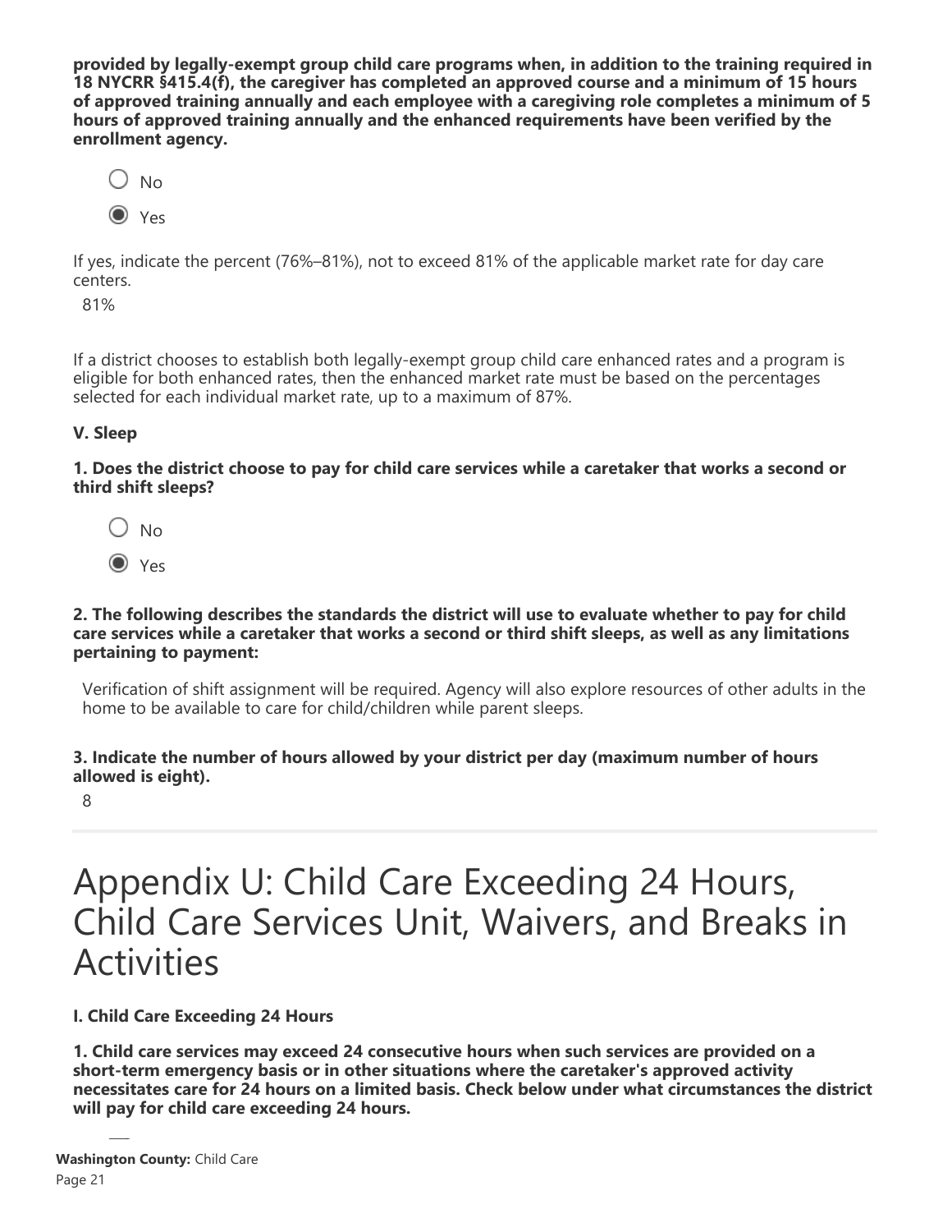**provided by legally-exempt group child care programs when, in addition to the training required in 18 NYCRR §415.4(f), the caregiver has completed an approved course and a minimum of 15 hours of approved training annually and each employee with a caregiving role completes a minimum of 5 hours of approved training annually and the enhanced requirements have been verified by the enrollment agency.**

- ○ No
- ◉ Yes

If yes, indicate the percent (76%–81%), not to exceed 81% of the applicable market rate for day care centers.

81%

If a district chooses to establish both legally-exempt group child care enhanced rates and a program is eligible for both enhanced rates, then the enhanced market rate must be based on the percentages selected for each individual market rate, up to a maximum of 87%.

**V. Sleep**

**1. Does the district choose to pay for child care services while a caretaker that works a second or third shift sleeps?**

- ○ No
- ◉ Yes

**2. The following describes the standards the district will use to evaluate whether to pay for child care services while a caretaker that works a second or third shift sleeps, as well as any limitations pertaining to payment:**

Verification of shift assignment will be required. Agency will also explore resources of other adults in the home to be available to care for child/children while parent sleeps.

**3. Indicate the number of hours allowed by your district per day (maximum number of hours allowed is eight).**

8

# Appendix U: Child Care Exceeding 24 Hours, Child Care Services Unit, Waivers, and Breaks in Activities

**I. Child Care Exceeding 24 Hours**

**1. Child care services may exceed 24 consecutive hours when such services are provided on a short-term emergency basis or in other situations where the caretaker's approved activity necessitates care for 24 hours on a limited basis. Check below under what circumstances the district will pay for child care exceeding 24 hours.**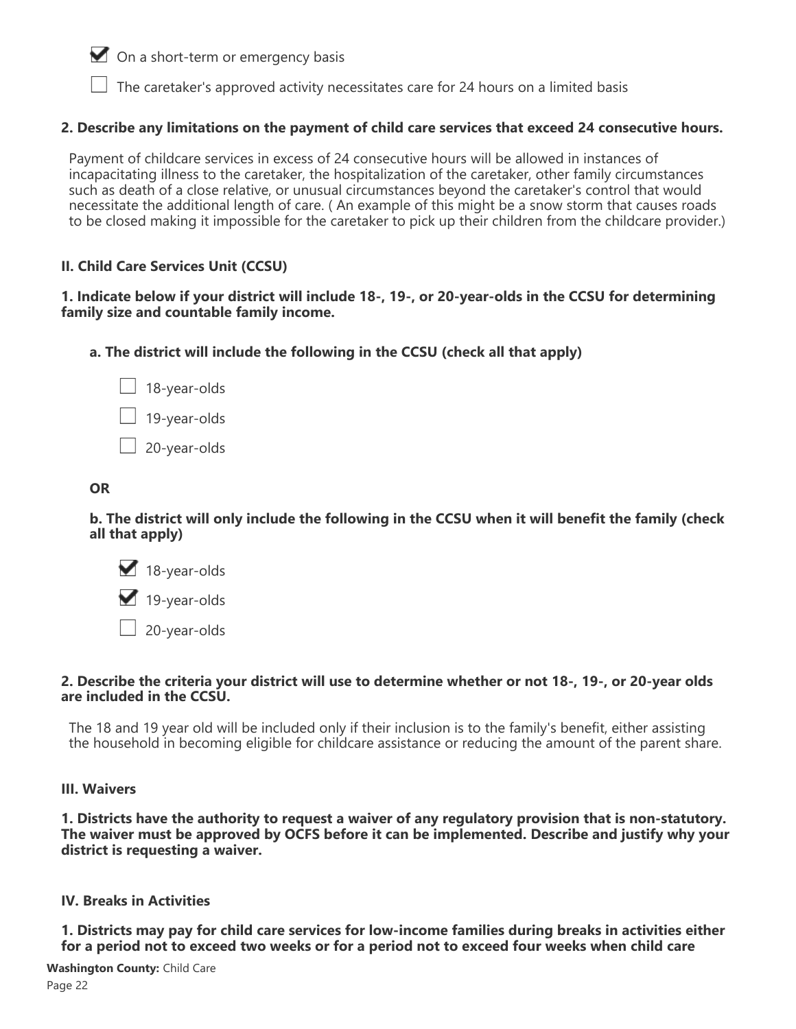- [x] On a short-term or emergency basis
- [ ] The caretaker's approved activity necessitates care for 24 hours on a limited basis

**2. Describe any limitations on the payment of child care services that exceed 24 consecutive hours.**

Payment of childcare services in excess of 24 consecutive hours will be allowed in instances of incapacitating illness to the caretaker, the hospitalization of the caretaker, other family circumstances such as death of a close relative, or unusual circumstances beyond the caretaker's control that would necessitate the additional length of care. ( An example of this might be a snow storm that causes roads to be closed making it impossible for the caretaker to pick up their children from the childcare provider.)

### II. Child Care Services Unit (CCSU)

**1. Indicate below if your district will include 18-, 19-, or 20-year-olds in the CCSU for determining family size and countable family income.**

**a. The district will include the following in the CCSU (check all that apply)**

- [ ] 18-year-olds
- [ ] 19-year-olds
- [ ] 20-year-olds

**OR**

**b. The district will only include the following in the CCSU when it will benefit the family (check all that apply)**

- [x] 18-year-olds
- [x] 19-year-olds
- [ ] 20-year-olds

**2. Describe the criteria your district will use to determine whether or not 18-, 19-, or 20-year olds are included in the CCSU.**

The 18 and 19 year old will be included only if their inclusion is to the family's benefit, either assisting the household in becoming eligible for childcare assistance or reducing the amount of the parent share.

### III. Waivers

**1. Districts have the authority to request a waiver of any regulatory provision that is non-statutory. The waiver must be approved by OCFS before it can be implemented. Describe and justify why your district is requesting a waiver.**

### IV. Breaks in Activities

**1. Districts may pay for child care services for low-income families during breaks in activities either for a period not to exceed two weeks or for a period not to exceed four weeks when child care**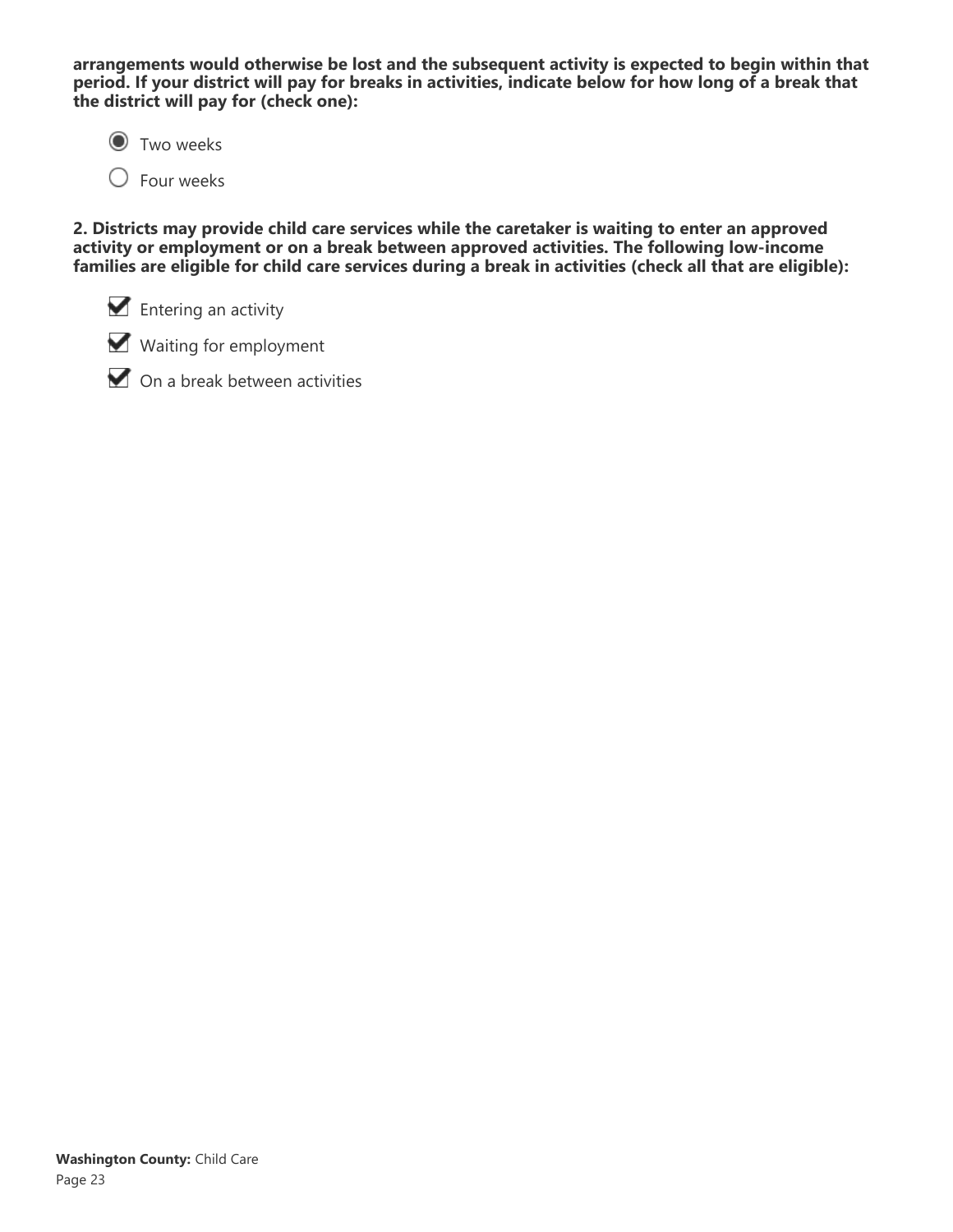**arrangements would otherwise be lost and the subsequent activity is expected to begin within that period. If your district will pay for breaks in activities, indicate below for how long of a break that the district will pay for (check one):**

- (●) Two weeks
- ( ) Four weeks

**2. Districts may provide child care services while the caretaker is waiting to enter an approved activity or employment or on a break between approved activities. The following low-income families are eligible for child care services during a break in activities (check all that are eligible):**

- [x] Entering an activity
- [x] Waiting for employment
- [x] On a break between activities